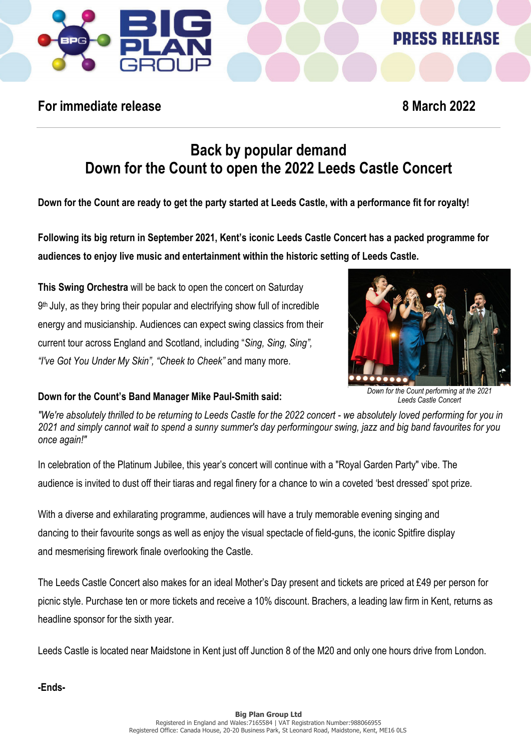PRESS RELEASE

**For immediate release** **8 March 2022**

# Back by popular demand
# Down for the Count to open the 2022 Leeds Castle Concert

**Down for the Count are ready to get the party started at Leeds Castle, with a performance fit for royalty!**

**Following its big return in September 2021, Kent's iconic Leeds Castle Concert has a packed programme for audiences to enjoy live music and entertainment within the historic setting of Leeds Castle.**

**This Swing Orchestra** will be back to open the concert on Saturday 9th July, as they bring their popular and electrifying show full of incredible energy and musicianship. Audiences can expect swing classics from their current tour across England and Scotland, including "*Sing, Sing, Sing", "I've Got You Under My Skin", "Cheek to Cheek"* and many more.

*Down for the Count performing at the 2021 Leeds Castle Concert*

**Down for the Count's Band Manager Mike Paul-Smith said:**

*"We're absolutely thrilled to be returning to Leeds Castle for the 2022 concert - we absolutely loved performing for you in 2021 and simply cannot wait to spend a sunny summer's day performingour swing, jazz and big band favourites for you once again!"*

In celebration of the Platinum Jubilee, this year's concert will continue with a "Royal Garden Party" vibe. The audience is invited to dust off their tiaras and regal finery for a chance to win a coveted 'best dressed' spot prize.

With a diverse and exhilarating programme, audiences will have a truly memorable evening singing and dancing to their favourite songs as well as enjoy the visual spectacle of field-guns, the iconic Spitfire display and mesmerising firework finale overlooking the Castle.

The Leeds Castle Concert also makes for an ideal Mother's Day present and tickets are priced at £49 per person for picnic style. Purchase ten or more tickets and receive a 10% discount. Brachers, a leading law firm in Kent, returns as headline sponsor for the sixth year.

Leeds Castle is located near Maidstone in Kent just off Junction 8 of the M20 and only one hours drive from London.

**-Ends-**

**Big Plan Group Ltd**
Registered in England and Wales:7165584 | VAT Registration Number:988066955
Registered Office: Canada House, 20-20 Business Park, St Leonard Road, Maidstone, Kent, ME16 0LS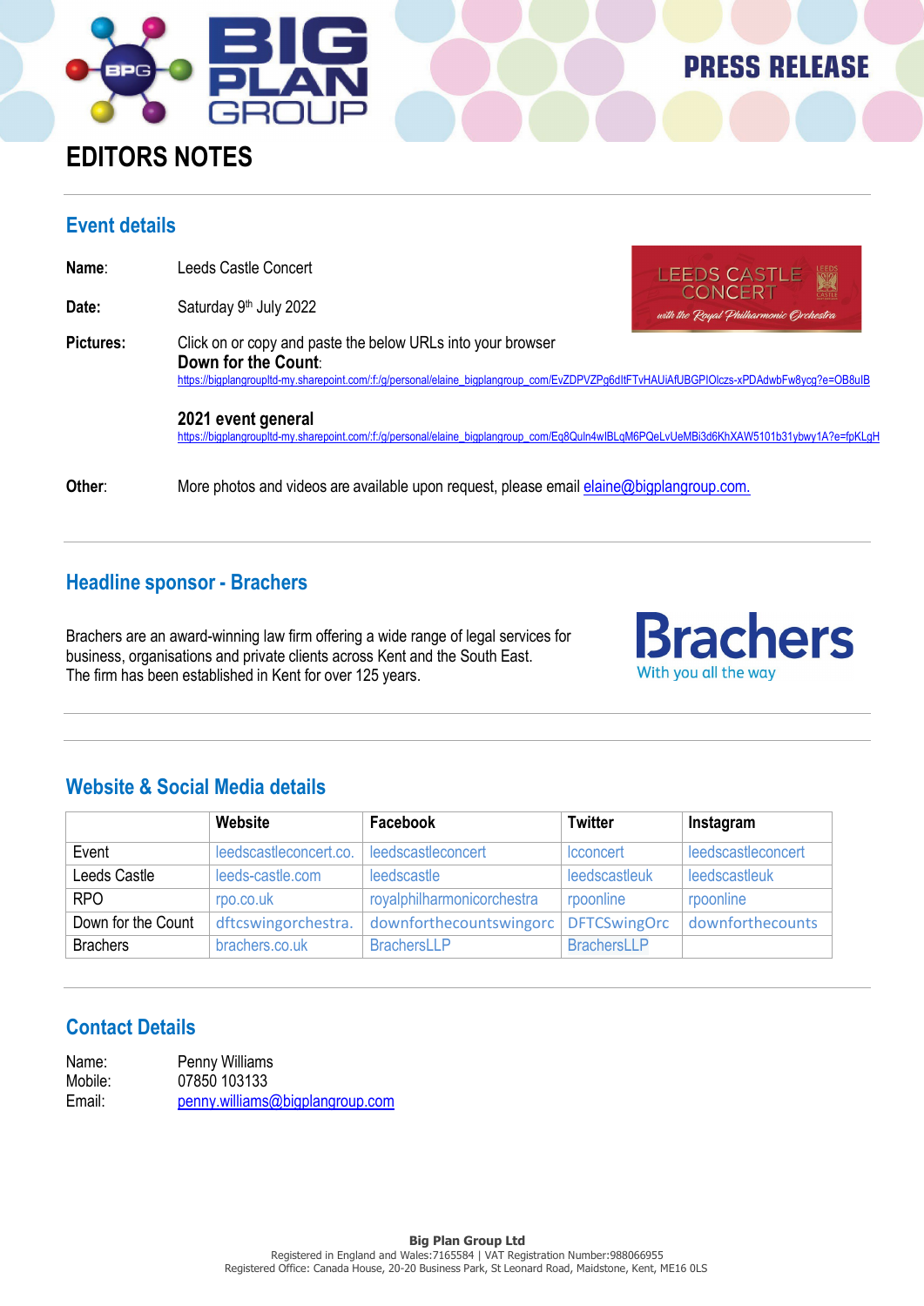PRESS RELEASE

# EDITORS NOTES

## Event details

**Name**: Leeds Castle Concert

**Date:** Saturday 9th July 2022

**Pictures:** Click on or copy and paste the below URLs into your browser

**Down for the Count**:
https://bigplangroupltd-my.sharepoint.com/:f:/g/personal/elaine_bigplangroup_com/EvZDPVZPg6dItFTvHAUiAfUBGPIOlczs-xPDAdwbFw8ycg?e=OB8uIB

**2021 event general**
https://bigplangroupltd-my.sharepoint.com/:f:/g/personal/elaine_bigplangroup_com/Eg8QuIn4wIBLqM6PQeLvUeMBi3d6KhXAW5101b31ybwy1A?e=fpKLgH

**Other**: More photos and videos are available upon request, please email elaine@bigplangroup.com.

## Headline sponsor - Brachers

Brachers are an award-winning law firm offering a wide range of legal services for business, organisations and private clients across Kent and the South East. The firm has been established in Kent for over 125 years.

## Website & Social Media details

| | Website | Facebook | Twitter | Instagram |
|---|---|---|---|---|
| Event | leedscastleconcert.co. | leedscastleconcert | lcconcert | leedscastleconcert |
| Leeds Castle | leeds-castle.com | leedscastle | leedscastleuk | leedscastleuk |
| RPO | rpo.co.uk | royalphilharmonicorchestra | rpoonline | rpoonline |
| Down for the Count | dftcswingorchestra. | downforthecountswingorc | DFTCSwingOrc | downforthecounts |
| Brachers | brachers.co.uk | BrachersLLP | BrachersLLP | |

## Contact Details

Name: Penny Williams
Mobile: 07850 103133
Email: penny.williams@bigplangroup.com

**Big Plan Group Ltd**
Registered in England and Wales:7165584 | VAT Registration Number:988066955
Registered Office: Canada House, 20-20 Business Park, St Leonard Road, Maidstone, Kent, ME16 0LS